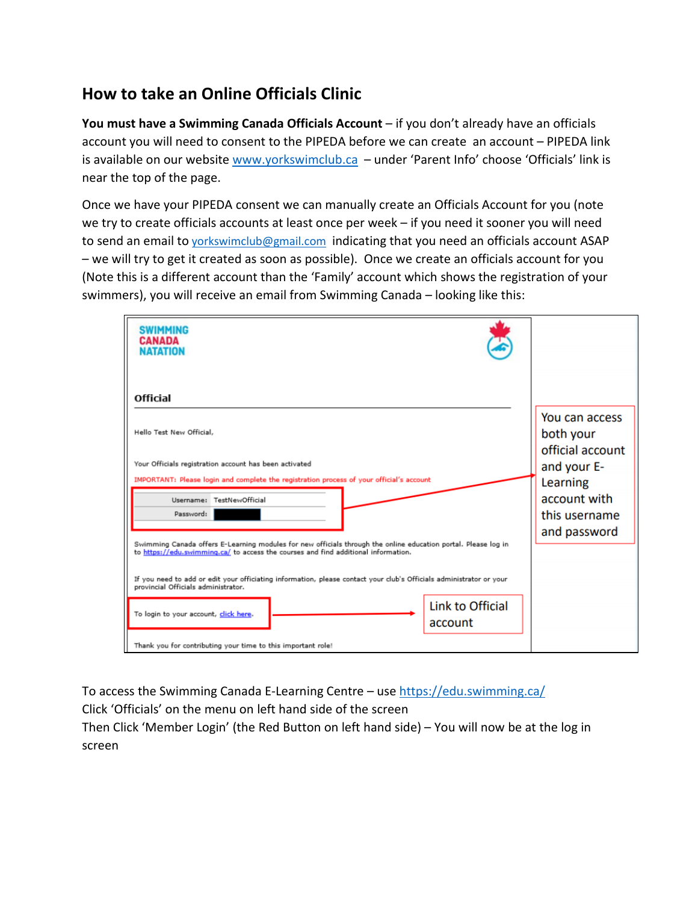## How to take an Online Officials Clinic

**You must have a Swimming Canada Officials Account** – if you don't already have an officials account you will need to consent to the PIPEDA before we can create an account – PIPEDA link is available on our website www.yorkswimclub.ca – under 'Parent Info' choose 'Officials' link is near the top of the page.

Once we have your PIPEDA consent we can manually create an Officials Account for you (note we try to create officials accounts at least once per week – if you need it sooner you will need to send an email to yorkswimclub@gmail.com indicating that you need an officials account ASAP – we will try to get it created as soon as possible). Once we create an officials account for you (Note this is a different account than the 'Family' account which shows the registration of your swimmers), you will receive an email from Swimming Canada – looking like this:

> SWIMMING CANADA NATATION
>
> **Official**
>
> Hello Test New Official,
>
> Your Officials registration account has been activated
>
> IMPORTANT: Please login and complete the registration process of your official's account
>
> | Username: | TestNewOfficial |
> |---|---|
> | Password: | |
>
> Swimming Canada offers E-Learning modules for new officials through the online education portal. Please log in to https://edu.swimming.ca/ to access the courses and find additional information.
>
> If you need to add or edit your officiating information, please contact your club's Officials administrator or your provincial Officials administrator.
>
> To login to your account, click here.
>
> Thank you for contributing your time to this important role!

*You can access both your official account and your E-Learning account with this username and password*

*Link to Official account*

To access the Swimming Canada E-Learning Centre – use https://edu.swimming.ca/
Click 'Officials' on the menu on left hand side of the screen
Then Click 'Member Login' (the Red Button on left hand side) – You will now be at the log in screen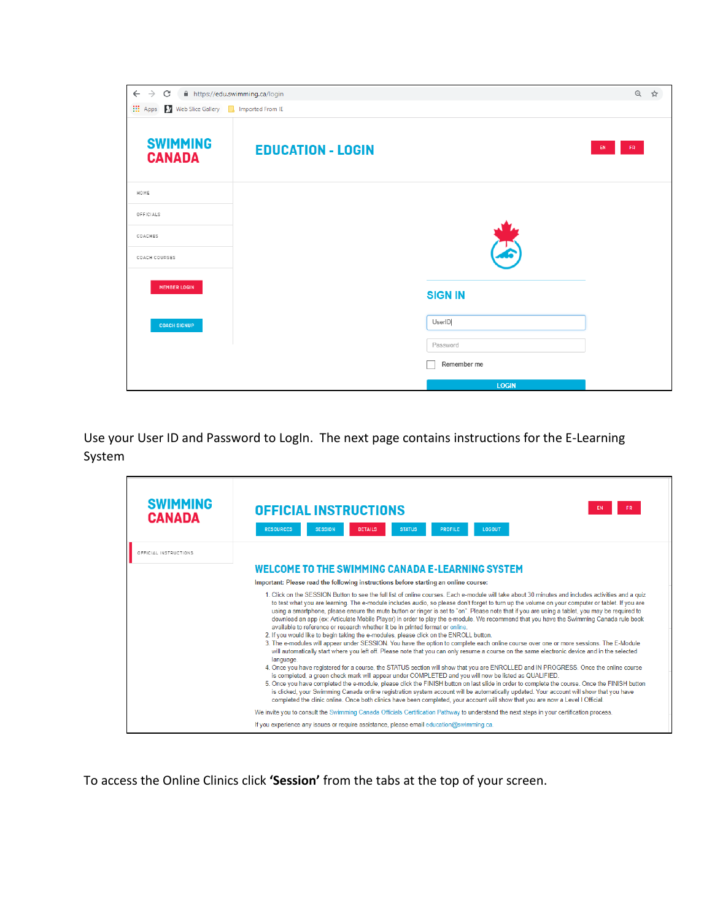https://edu.swimming.ca/login

SWIMMING CANADA

EDUCATION - LOGIN

EN FR

HOME

OFFICIALS

COACHES

COACH COURSES

MEMBER LOGIN

COACH SIGNUP

SIGN IN

UserID

Password

Remember me

LOGIN

Use your User ID and Password to LogIn. The next page contains instructions for the E-Learning System

SWIMMING CANADA

OFFICIAL INSTRUCTIONS

EN FR

RESOURCES SESSION DETAILS STATUS PROFILE LOGOUT

OFFICIAL INSTRUCTIONS

WELCOME TO THE SWIMMING CANADA E-LEARNING SYSTEM

Important: Please read the following instructions before starting an online course:

1. Click on the SESSION Button to see the full list of online courses. Each e-module will take about 30 minutes and includes activities and a quiz to test what you are learning. The e-module includes audio, so please don't forget to turn up the volume on your computer or tablet. If you are using a smartphone, please ensure the mute button or ringer is set to "on". Please note that if you are using a tablet, you may be required to download an app (ex: Articulate Mobile Player) in order to play the e-module. We recommend that you have the Swimming Canada rule book available to reference or research whether it be in printed format or online.
2. If you would like to begin taking the e-modules, please click on the ENROLL button.
3. The e-modules will appear under SESSION. You have the option to complete each online course over one or more sessions. The E-Module will automatically start where you left off. Please note that you can only resume a course on the same electronic device and in the selected language.
4. Once you have registered for a course, the STATUS section will show that you are ENROLLED and IN PROGRESS. Once the online course is completed, a green check mark will appear under COMPLETED and you will now be listed as QUALIFIED.
5. Once you have completed the e-module, please click the FINISH button on last slide in order to complete the course. Once the FINISH button is clicked, your Swimming Canada online registration system account will be automatically updated. Your account will show that you have completed the clinic online. Once both clinics have been completed, your account will show that you are now a Level I Official.

We invite you to consult the Swimming Canada Officials Certification Pathway to understand the next steps in your certification process.

If you experience any issues or require assistance, please email education@swimming.ca

To access the Online Clinics click **'Session'** from the tabs at the top of your screen.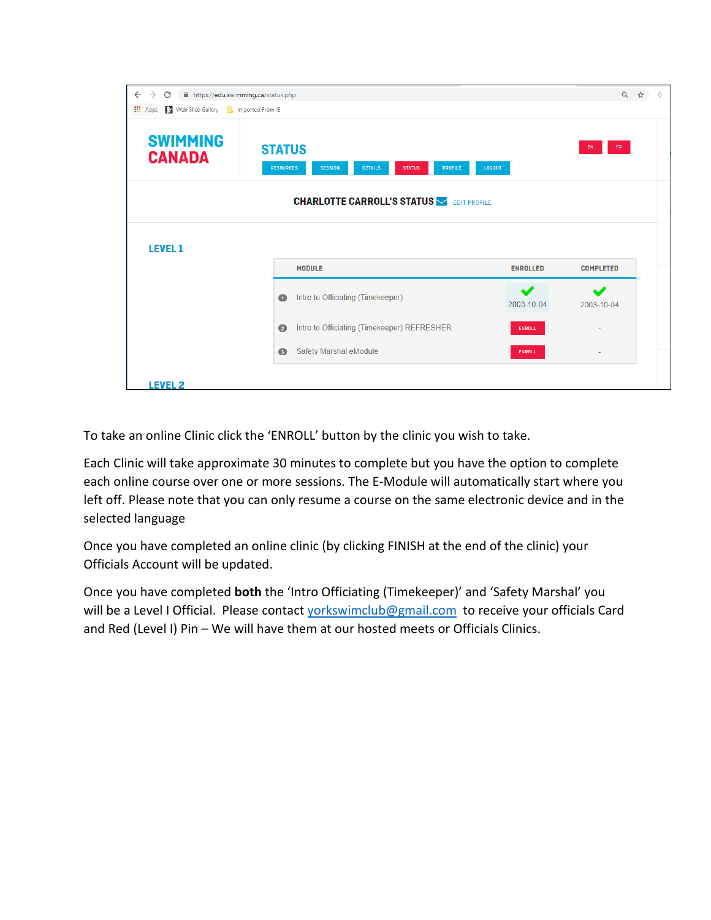https://edu.swimming.ca/status.php

SWIMMING CANADA

STATUS

RESOURCES SESSION DETAILS STATUS PROFILE LOGOUT

EN FR

CHARLOTTE CARROLL'S STATUS EDIT PROFILE

LEVEL 1

| | MODULE | ENROLLED | COMPLETED |
|---|---|---|---|
| 1 | Intro to Officiating (Timekeeper) | 2003-10-04 | 2003-10-04 |
| 2 | Intro to Officiating (Timekeeper) REFRESHER | ENROLL | - |
| 3 | Safety Marshal eModule | ENROLL | - |

LEVEL 2

To take an online Clinic click the 'ENROLL' button by the clinic you wish to take.

Each Clinic will take approximate 30 minutes to complete but you have the option to complete each online course over one or more sessions. The E-Module will automatically start where you left off. Please note that you can only resume a course on the same electronic device and in the selected language

Once you have completed an online clinic (by clicking FINISH at the end of the clinic) your Officials Account will be updated.

Once you have completed **both** the 'Intro Officiating (Timekeeper)' and 'Safety Marshal' you will be a Level I Official. Please contact yorkswimclub@gmail.com to receive your officials Card and Red (Level I) Pin – We will have them at our hosted meets or Officials Clinics.